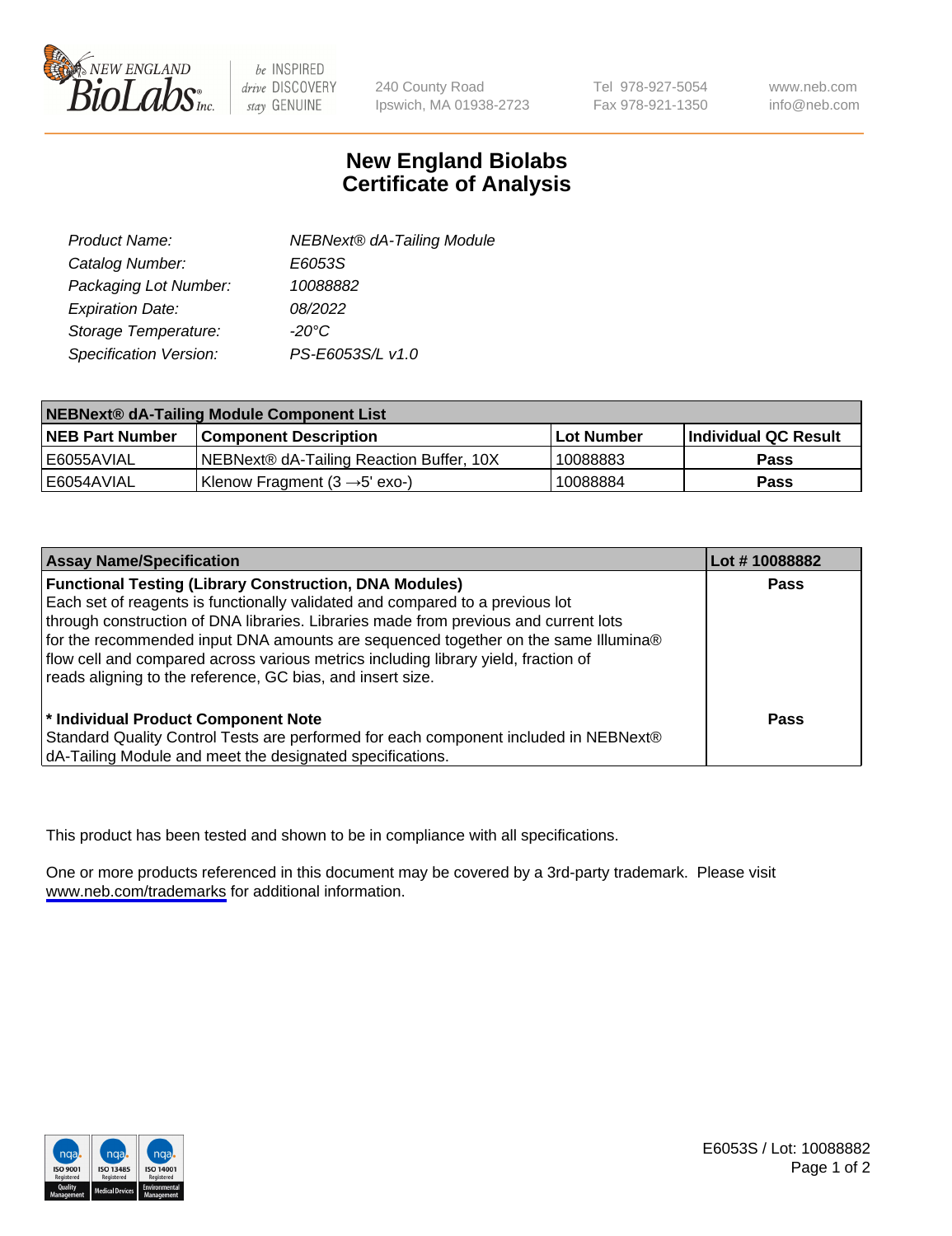# New England Biolabs Certificate of Analysis

| | |
|---|---|
| Product Name: | NEBNext® dA-Tailing Module |
| Catalog Number: | E6053S |
| Packaging Lot Number: | 10088882 |
| Expiration Date: | 08/2022 |
| Storage Temperature: | -20°C |
| Specification Version: | PS-E6053S/L v1.0 |

| NEBNext® dA-Tailing Module Component List | | | |
|---|---|---|---|
| **NEB Part Number** | **Component Description** | **Lot Number** | **Individual QC Result** |
| E6055AVIAL | NEBNext® dA-Tailing Reaction Buffer, 10X | 10088883 | **Pass** |
| E6054AVIAL | Klenow Fragment (3 →5' exo-) | 10088884 | **Pass** |

| Assay Name/Specification | Lot # 10088882 |
|---|---|
| **Functional Testing (Library Construction, DNA Modules)** Each set of reagents is functionally validated and compared to a previous lot through construction of DNA libraries. Libraries made from previous and current lots for the recommended input DNA amounts are sequenced together on the same Illumina® flow cell and compared across various metrics including library yield, fraction of reads aligning to the reference, GC bias, and insert size. | **Pass** |
| **\* Individual Product Component Note** Standard Quality Control Tests are performed for each component included in NEBNext® dA-Tailing Module and meet the designated specifications. | **Pass** |

This product has been tested and shown to be in compliance with all specifications.

One or more products referenced in this document may be covered by a 3rd-party trademark. Please visit www.neb.com/trademarks for additional information.

E6053S / Lot: 10088882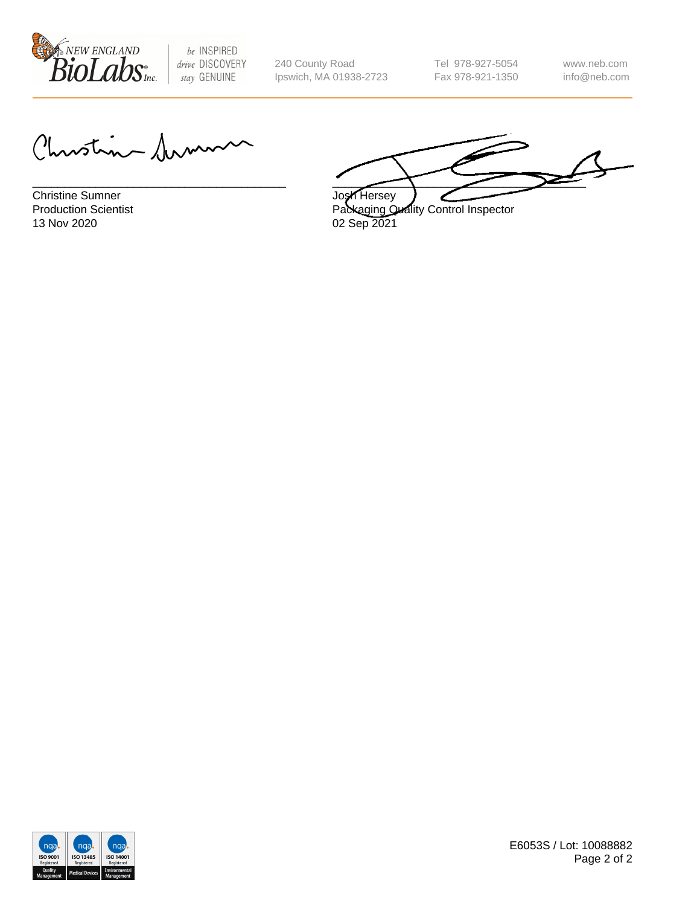New England BioLabs Inc. — be INSPIRED drive DISCOVERY stay GENUINE

240 County Road
Ipswich, MA 01938-2723

Tel 978-927-5054
Fax 978-921-1350

www.neb.com
info@neb.com

Christine Sumner
Production Scientist
13 Nov 2020

Josh Hersey
Packaging Quality Control Inspector
02 Sep 2021

E6053S / Lot: 10088882